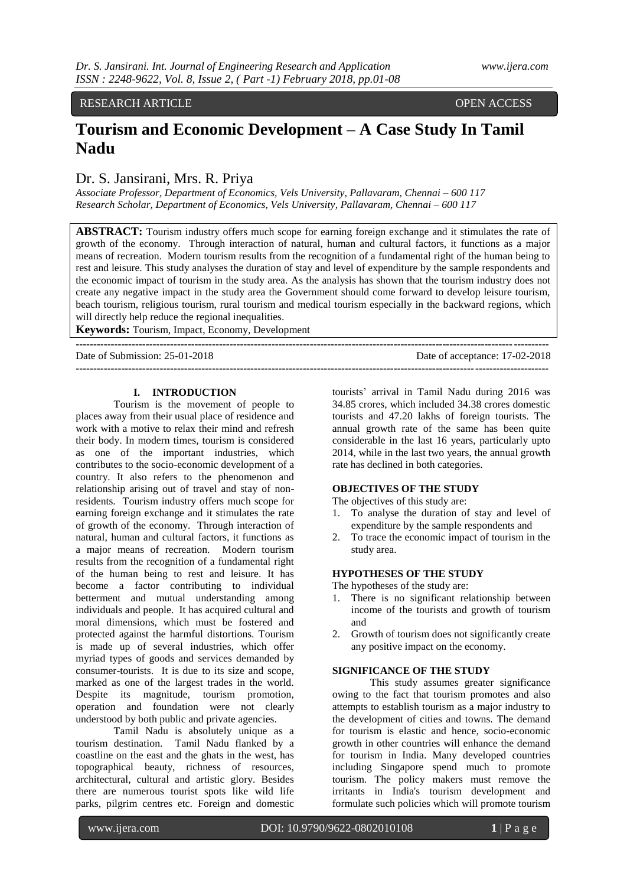RESEARCH ARTICLE OPEN ACCESS

# Tourism and Economic Development – A Case Study In Tamil Nadu

Dr. S. Jansirani, Mrs. R. Priya

*Associate Professor, Department of Economics, Vels University, Pallavaram, Chennai – 600 117*
*Research Scholar, Department of Economics, Vels University, Pallavaram, Chennai – 600 117*

**ABSTRACT:** Tourism industry offers much scope for earning foreign exchange and it stimulates the rate of growth of the economy. Through interaction of natural, human and cultural factors, it functions as a major means of recreation. Modern tourism results from the recognition of a fundamental right of the human being to rest and leisure. This study analyses the duration of stay and level of expenditure by the sample respondents and the economic impact of tourism in the study area. As the analysis has shown that the tourism industry does not create any negative impact in the study area the Government should come forward to develop leisure tourism, beach tourism, religious tourism, rural tourism and medical tourism especially in the backward regions, which will directly help reduce the regional inequalities.

**Keywords:** Tourism, Impact, Economy, Development

Date of Submission: 25-01-2018 Date of acceptance: 17-02-2018

## I. INTRODUCTION

Tourism is the movement of people to places away from their usual place of residence and work with a motive to relax their mind and refresh their body. In modern times, tourism is considered as one of the important industries, which contributes to the socio-economic development of a country. It also refers to the phenomenon and relationship arising out of travel and stay of non-residents. Tourism industry offers much scope for earning foreign exchange and it stimulates the rate of growth of the economy. Through interaction of natural, human and cultural factors, it functions as a major means of recreation. Modern tourism results from the recognition of a fundamental right of the human being to rest and leisure. It has become a factor contributing to individual betterment and mutual understanding among individuals and people. It has acquired cultural and moral dimensions, which must be fostered and protected against the harmful distortions. Tourism is made up of several industries, which offer myriad types of goods and services demanded by consumer-tourists. It is due to its size and scope, marked as one of the largest trades in the world. Despite its magnitude, tourism promotion, operation and foundation were not clearly understood by both public and private agencies.

Tamil Nadu is absolutely unique as a tourism destination. Tamil Nadu flanked by a coastline on the east and the ghats in the west, has topographical beauty, richness of resources, architectural, cultural and artistic glory. Besides there are numerous tourist spots like wild life parks, pilgrim centres etc. Foreign and domestic tourists' arrival in Tamil Nadu during 2016 was 34.85 crores, which included 34.38 crores domestic tourists and 47.20 lakhs of foreign tourists. The annual growth rate of the same has been quite considerable in the last 16 years, particularly upto 2014, while in the last two years, the annual growth rate has declined in both categories.

### OBJECTIVES OF THE STUDY

The objectives of this study are:

1. To analyse the duration of stay and level of expenditure by the sample respondents and
2. To trace the economic impact of tourism in the study area.

### HYPOTHESES OF THE STUDY

The hypotheses of the study are:

1. There is no significant relationship between income of the tourists and growth of tourism and
2. Growth of tourism does not significantly create any positive impact on the economy.

### SIGNIFICANCE OF THE STUDY

This study assumes greater significance owing to the fact that tourism promotes and also attempts to establish tourism as a major industry to the development of cities and towns. The demand for tourism is elastic and hence, socio-economic growth in other countries will enhance the demand for tourism in India. Many developed countries including Singapore spend much to promote tourism. The policy makers must remove the irritants in India's tourism development and formulate such policies which will promote tourism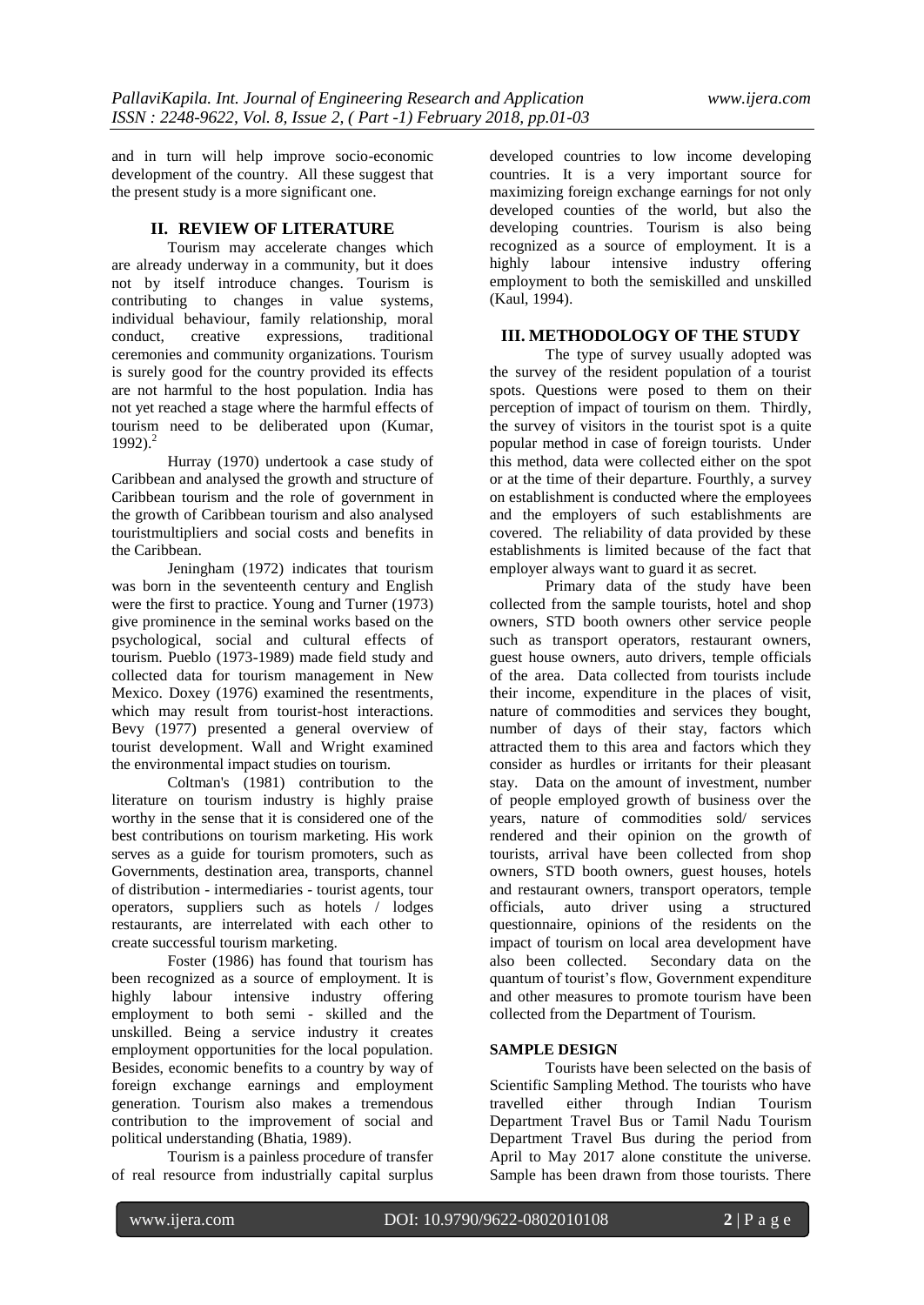and in turn will help improve socio-economic development of the country. All these suggest that the present study is a more significant one.

## II. REVIEW OF LITERATURE

Tourism may accelerate changes which are already underway in a community, but it does not by itself introduce changes. Tourism is contributing to changes in value systems, individual behaviour, family relationship, moral conduct, creative expressions, traditional ceremonies and community organizations. Tourism is surely good for the country provided its effects are not harmful to the host population. India has not yet reached a stage where the harmful effects of tourism need to be deliberated upon (Kumar, 1992).[2]

Hurray (1970) undertook a case study of Caribbean and analysed the growth and structure of Caribbean tourism and the role of government in the growth of Caribbean tourism and also analysed touristmultipliers and social costs and benefits in the Caribbean.

Jeningham (1972) indicates that tourism was born in the seventeenth century and English were the first to practice. Young and Turner (1973) give prominence in the seminal works based on the psychological, social and cultural effects of tourism. Pueblo (1973-1989) made field study and collected data for tourism management in New Mexico. Doxey (1976) examined the resentments, which may result from tourist-host interactions. Bevy (1977) presented a general overview of tourist development. Wall and Wright examined the environmental impact studies on tourism.

Coltman's (1981) contribution to the literature on tourism industry is highly praise worthy in the sense that it is considered one of the best contributions on tourism marketing. His work serves as a guide for tourism promoters, such as Governments, destination area, transports, channel of distribution - intermediaries - tourist agents, tour operators, suppliers such as hotels / lodges restaurants, are interrelated with each other to create successful tourism marketing.

Foster (1986) has found that tourism has been recognized as a source of employment. It is highly labour intensive industry offering employment to both semi - skilled and the unskilled. Being a service industry it creates employment opportunities for the local population. Besides, economic benefits to a country by way of foreign exchange earnings and employment generation. Tourism also makes a tremendous contribution to the improvement of social and political understanding (Bhatia, 1989).

Tourism is a painless procedure of transfer of real resource from industrially capital surplus developed countries to low income developing countries. It is a very important source for maximizing foreign exchange earnings for not only developed counties of the world, but also the developing countries. Tourism is also being recognized as a source of employment. It is a highly labour intensive industry offering employment to both the semiskilled and unskilled (Kaul, 1994).

## III. METHODOLOGY OF THE STUDY

The type of survey usually adopted was the survey of the resident population of a tourist spots. Questions were posed to them on their perception of impact of tourism on them. Thirdly, the survey of visitors in the tourist spot is a quite popular method in case of foreign tourists. Under this method, data were collected either on the spot or at the time of their departure. Fourthly, a survey on establishment is conducted where the employees and the employers of such establishments are covered. The reliability of data provided by these establishments is limited because of the fact that employer always want to guard it as secret.

Primary data of the study have been collected from the sample tourists, hotel and shop owners, STD booth owners other service people such as transport operators, restaurant owners, guest house owners, auto drivers, temple officials of the area. Data collected from tourists include their income, expenditure in the places of visit, nature of commodities and services they bought, number of days of their stay, factors which attracted them to this area and factors which they consider as hurdles or irritants for their pleasant stay. Data on the amount of investment, number of people employed growth of business over the years, nature of commodities sold/ services rendered and their opinion on the growth of tourists, arrival have been collected from shop owners, STD booth owners, guest houses, hotels and restaurant owners, transport operators, temple officials, auto driver using a structured questionnaire, opinions of the residents on the impact of tourism on local area development have also been collected. Secondary data on the quantum of tourist's flow, Government expenditure and other measures to promote tourism have been collected from the Department of Tourism.

### SAMPLE DESIGN

Tourists have been selected on the basis of Scientific Sampling Method. The tourists who have travelled either through Indian Tourism Department Travel Bus or Tamil Nadu Tourism Department Travel Bus during the period from April to May 2017 alone constitute the universe. Sample has been drawn from those tourists. There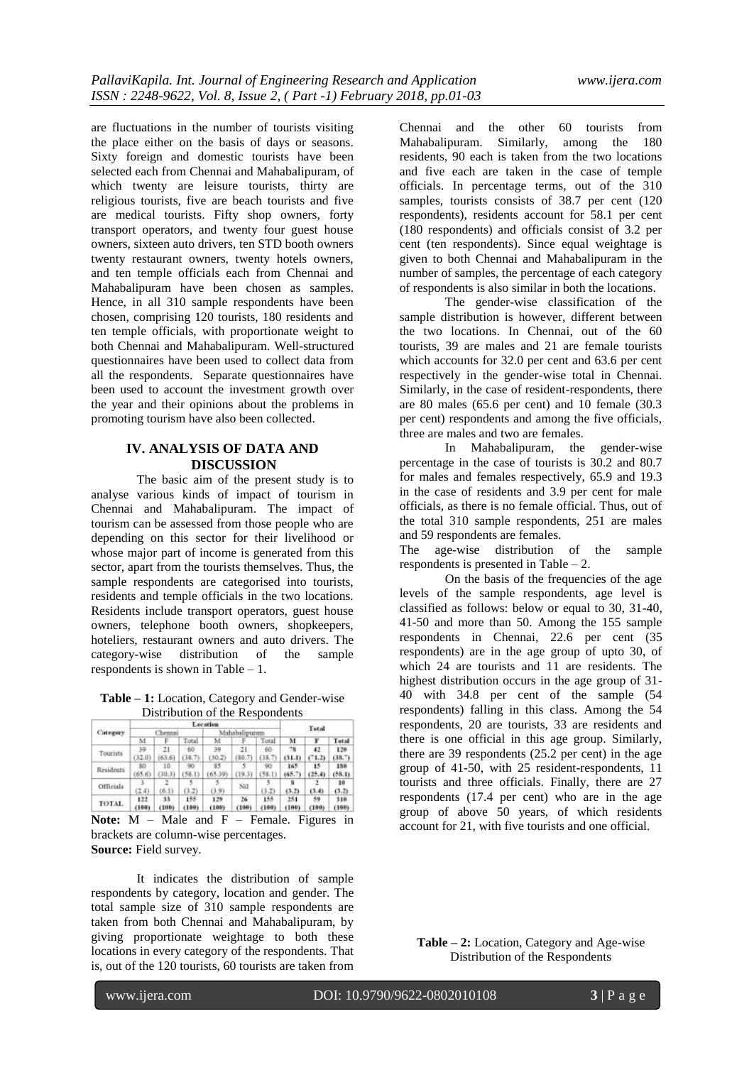are fluctuations in the number of tourists visiting the place either on the basis of days or seasons. Sixty foreign and domestic tourists have been selected each from Chennai and Mahabalipuram, of which twenty are leisure tourists, thirty are religious tourists, five are beach tourists and five are medical tourists. Fifty shop owners, forty transport operators, and twenty four guest house owners, sixteen auto drivers, ten STD booth owners twenty restaurant owners, twenty hotels owners, and ten temple officials each from Chennai and Mahabalipuram have been chosen as samples. Hence, in all 310 sample respondents have been chosen, comprising 120 tourists, 180 residents and ten temple officials, with proportionate weight to both Chennai and Mahabalipuram. Well-structured questionnaires have been used to collect data from all the respondents. Separate questionnaires have been used to account the investment growth over the year and their opinions about the problems in promoting tourism have also been collected.

## IV. ANALYSIS OF DATA AND DISCUSSION

The basic aim of the present study is to analyse various kinds of impact of tourism in Chennai and Mahabalipuram. The impact of tourism can be assessed from those people who are depending on this sector for their livelihood or whose major part of income is generated from this sector, apart from the tourists themselves. Thus, the sample respondents are categorised into tourists, residents and temple officials in the two locations. Residents include transport operators, guest house owners, telephone booth owners, shopkeepers, hoteliers, restaurant owners and auto drivers. The category-wise distribution of the sample respondents is shown in Table – 1.

**Table – 1:** Location, Category and Gender-wise Distribution of the Respondents

| Category | Location | | | | | | Total | | |
|---|---|---|---|---|---|---|---|---|---|
| | Chennai | | | Mahabalipuram | | | | | |
| | M | F | Total | M | F | Total | M | F | Total |
| Tourists | 39 (32.0) | 21 (63.6) | 60 (38.7) | 39 (30.2) | 21 (80.7) | 60 (38.7) | 78 (31.1) | 42 (71.2) | 120 (38.7) |
| Residents | 80 (65.6) | 10 (30.3) | 90 (58.1) | 85 (65.39) | 5 (19.3) | 90 (58.1) | 165 (65.7) | 15 (25.4) | 180 (58.1) |
| Officials | 3 (2.4) | 2 (6.1) | 5 (3.2) | 5 (3.9) | Nil | 5 (3.2) | 8 (3.2) | 2 (3.4) | 10 (3.2) |
| TOTAL | 122 (100) | 33 (100) | 155 (100) | 129 (100) | 26 (100) | 155 (100) | 251 (100) | 59 (100) | 310 (100) |

**Note:** M – Male and F – Female. Figures in brackets are column-wise percentages.
**Source:** Field survey.

It indicates the distribution of sample respondents by category, location and gender. The total sample size of 310 sample respondents are taken from both Chennai and Mahabalipuram, by giving proportionate weightage to both these locations in every category of the respondents. That is, out of the 120 tourists, 60 tourists are taken from Chennai and the other 60 tourists from Mahabalipuram. Similarly, among the 180 residents, 90 each is taken from the two locations and five each are taken in the case of temple officials. In percentage terms, out of the 310 samples, tourists consists of 38.7 per cent (120 respondents), residents account for 58.1 per cent (180 respondents) and officials consist of 3.2 per cent (ten respondents). Since equal weightage is given to both Chennai and Mahabalipuram in the number of samples, the percentage of each category of respondents is also similar in both the locations.

The gender-wise classification of the sample distribution is however, different between the two locations. In Chennai, out of the 60 tourists, 39 are males and 21 are female tourists which accounts for 32.0 per cent and 63.6 per cent respectively in the gender-wise total in Chennai. Similarly, in the case of resident-respondents, there are 80 males (65.6 per cent) and 10 female (30.3 per cent) respondents and among the five officials, three are males and two are females.

In Mahabalipuram, the gender-wise percentage in the case of tourists is 30.2 and 80.7 for males and females respectively, 65.9 and 19.3 in the case of residents and 3.9 per cent for male officials, as there is no female official. Thus, out of the total 310 sample respondents, 251 are males and 59 respondents are females.

The age-wise distribution of the sample respondents is presented in Table – 2.

On the basis of the frequencies of the age levels of the sample respondents, age level is classified as follows: below or equal to 30, 31-40, 41-50 and more than 50. Among the 155 sample respondents in Chennai, 22.6 per cent (35 respondents) are in the age group of upto 30, of which 24 are tourists and 11 are residents. The highest distribution occurs in the age group of 31-40 with 34.8 per cent of the sample (54 respondents) falling in this class. Among the 54 respondents, 20 are tourists, 33 are residents and there is one official in this age group. Similarly, there are 39 respondents (25.2 per cent) in the age group of 41-50, with 25 resident-respondents, 11 tourists and three officials. Finally, there are 27 respondents (17.4 per cent) who are in the age group of above 50 years, of which residents account for 21, with five tourists and one official.

**Table – 2:** Location, Category and Age-wise Distribution of the Respondents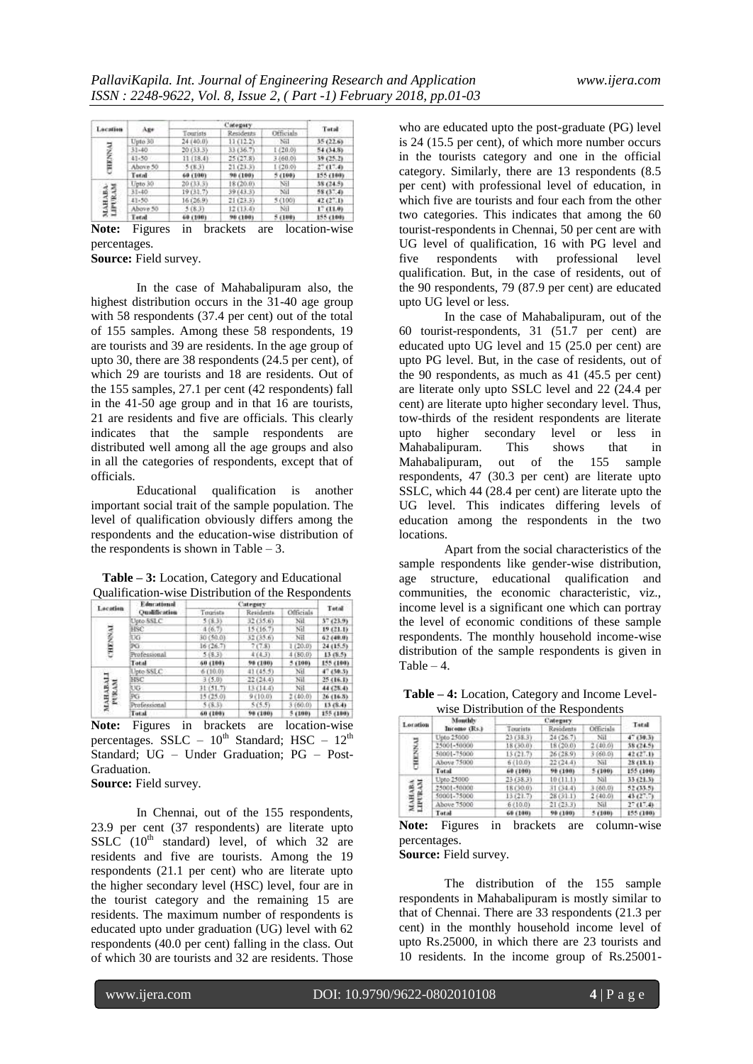| Location | Age | Category | | | Total |
|---|---|---|---|---|---|
| | | Tourists | Residents | Officials | |
| CHENNAI | Upto 30 | 24 (40.0) | 11 (12.2) | Nil | 35 (22.6) |
| | 31-40 | 20 (33.3) | 33 (36.7) | 1 (20.0) | 54 (34.8) |
| | 41-50 | 11 (18.4) | 25 (27.8) | 3 (60.0) | 39 (25.2) |
| | Above 50 | 5 (8.3) | 21 (23.3) | 1 (20.0) | 27 (17.4) |
| | Total | 60 (100) | 90 (100) | 5 (100) | 155 (100) |
| MAHABA-LIPURAM | Upto 30 | 20 (33.3) | 18 (20.0) | Nil | 38 (24.5) |
| | 31-40 | 19 (31.7) | 39 (43.3) | Nil | 58 (37.4) |
| | 41-50 | 16 (26.9) | 21 (23.3) | 5 (100) | 42 (27.1) |
| | Above 50 | 5 (8.3) | 12 (13.4) | Nil | 17 (11.0) |
| | Total | 60 (100) | 90 (100) | 5 (100) | 155 (100) |

**Note:** Figures in brackets are location-wise percentages.
**Source:** Field survey.

In the case of Mahabalipuram also, the highest distribution occurs in the 31-40 age group with 58 respondents (37.4 per cent) out of the total of 155 samples. Among these 58 respondents, 19 are tourists and 39 are residents. In the age group of upto 30, there are 38 respondents (24.5 per cent), of which 29 are tourists and 18 are residents. Out of the 155 samples, 27.1 per cent (42 respondents) fall in the 41-50 age group and in that 16 are tourists, 21 are residents and five are officials. This clearly indicates that the sample respondents are distributed well among all the age groups and also in all the categories of respondents, except that of officials.

Educational qualification is another important social trait of the sample population. The level of qualification obviously differs among the respondents and the education-wise distribution of the respondents is shown in Table – 3.

**Table – 3:** Location, Category and Educational Qualification-wise Distribution of the Respondents

| Location | Educational Qualification | Category | | | Total |
|---|---|---|---|---|---|
| | | Tourists | Residents | Officials | |
| CHENNAI | Upto SSLC | 5 (8.3) | 32 (35.6) | Nil | 37 (23.9) |
| | HSC | 4 (6.7) | 15 (16.7) | Nil | 19 (21.1) |
| | UG | 30 (50.0) | 32 (35.6) | Nil | 62 (40.0) |
| | PG | 16 (26.7) | 7 (7.8) | 1 (20.0) | 24 (15.5) |
| | Professional | 5 (8.3) | 4 (4.3) | 4 (80.0) | 13 (8.5) |
| | Total | 60 (100) | 90 (100) | 5 (100) | 155 (100) |
| MAHABALI PURAM | Upto SSLC | 6 (10.0) | 41 (45.5) | Nil | 47 (30.3) |
| | HSC | 3 (5.0) | 22 (24.4) | Nil | 25 (16.1) |
| | UG | 31 (51.7) | 13 (14.4) | Nil | 44 (28.4) |
| | PG | 15 (25.0) | 9 (10.0) | 2 (40.0) | 26 (16.8) |
| | Professional | 5 (8.3) | 5 (5.5) | 3 (60.0) | 13 (8.4) |
| | Total | 60 (100) | 90 (100) | 5 (100) | 155 (100) |

**Note:** Figures in brackets are location-wise percentages. SSLC – $10^{th}$ Standard; HSC – $12^{th}$ Standard; UG – Under Graduation; PG – Post-Graduation.
**Source:** Field survey.

In Chennai, out of the 155 respondents, 23.9 per cent (37 respondents) are literate upto SSLC ($10^{th}$ standard) level, of which 32 are residents and five are tourists. Among the 19 respondents (21.1 per cent) who are literate upto the higher secondary level (HSC) level, four are in the tourist category and the remaining 15 are residents. The maximum number of respondents is educated upto under graduation (UG) level with 62 respondents (40.0 per cent) falling in the class. Out of which 30 are tourists and 32 are residents. Those who are educated upto the post-graduate (PG) level is 24 (15.5 per cent), of which more number occurs in the tourists category and one in the official category. Similarly, there are 13 respondents (8.5 per cent) with professional level of education, in which five are tourists and four each from the other two categories. This indicates that among the 60 tourist-respondents in Chennai, 50 per cent are with UG level of qualification, 16 with PG level and five respondents with professional level qualification. But, in the case of residents, out of the 90 respondents, 79 (87.9 per cent) are educated upto UG level or less.

In the case of Mahabalipuram, out of the 60 tourist-respondents, 31 (51.7 per cent) are educated upto UG level and 15 (25.0 per cent) are upto PG level. But, in the case of residents, out of the 90 respondents, as much as 41 (45.5 per cent) are literate only upto SSLC level and 22 (24.4 per cent) are literate upto higher secondary level. Thus, tow-thirds of the resident respondents are literate upto higher secondary level or less in Mahabalipuram. This shows that in Mahabalipuram, out of the 155 sample respondents, 47 (30.3 per cent) are literate upto SSLC, which 44 (28.4 per cent) are literate upto the UG level. This indicates differing levels of education among the respondents in the two locations.

Apart from the social characteristics of the sample respondents like gender-wise distribution, age structure, educational qualification and communities, the economic characteristic, viz., income level is a significant one which can portray the level of economic conditions of these sample respondents. The monthly household income-wise distribution of the sample respondents is given in Table – 4.

**Table – 4:** Location, Category and Income Level-wise Distribution of the Respondents

| Location | Monthly Income (Rs.) | Category | | | Total |
|---|---|---|---|---|---|
| | | Tourists | Residents | Officials | |
| CHENNAI | Upto 25000 | 23 (38.3) | 24 (26.7) | Nil | 47 (30.3) |
| | 25001-50000 | 18 (30.0) | 18 (20.0) | 2 (40.0) | 38 (24.5) |
| | 50001-75000 | 13 (21.7) | 26 (28.9) | 3 (60.0) | 42 (27.1) |
| | Above 75000 | 6 (10.0) | 22 (24.4) | Nil | 28 (18.1) |
| | Total | 60 (100) | 90 (100) | 5 (100) | 155 (100) |
| MAHABA LIPURAM | Upto 25000 | 23 (38.3) | 10 (11.1) | Nil | 33 (21.3) |
| | 25001-50000 | 18 (30.0) | 31 (34.4) | 3 (60.0) | 52 (33.5) |
| | 50001-75000 | 13 (21.7) | 28 (31.1) | 2 (40.0) | 43 (27.7) |
| | Above 75000 | 6 (10.0) | 21 (23.3) | Nil | 27 (17.4) |
| | Total | 60 (100) | 90 (100) | 5 (100) | 155 (100) |

**Note:** Figures in brackets are column-wise percentages.
**Source:** Field survey.

The distribution of the 155 sample respondents in Mahabalipuram is mostly similar to that of Chennai. There are 33 respondents (21.3 per cent) in the monthly household income level of upto Rs.25000, in which there are 23 tourists and 10 residents. In the income group of Rs.25001-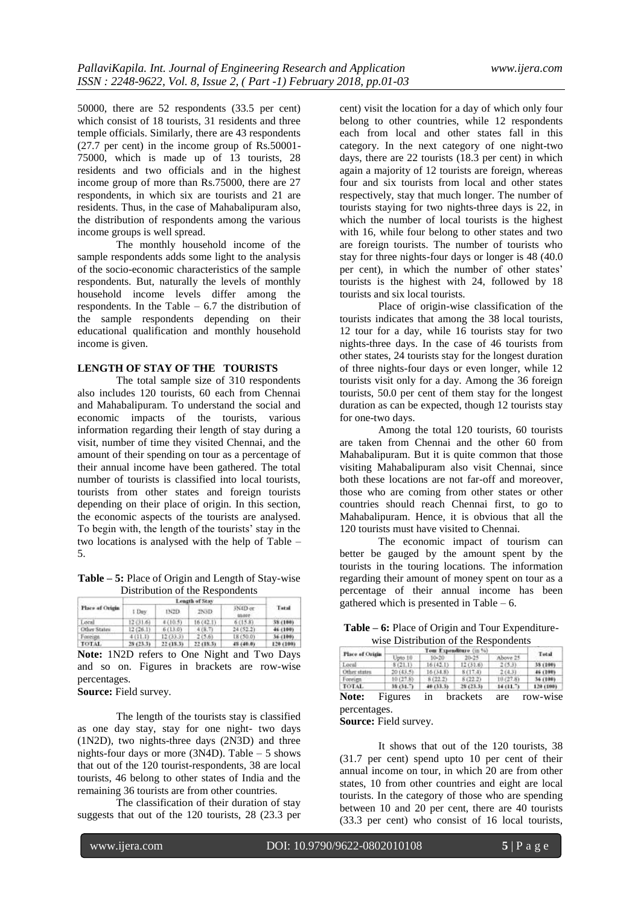50000, there are 52 respondents (33.5 per cent) which consist of 18 tourists, 31 residents and three temple officials. Similarly, there are 43 respondents (27.7 per cent) in the income group of Rs.50001-75000, which is made up of 13 tourists, 28 residents and two officials and in the highest income group of more than Rs.75000, there are 27 respondents, in which six are tourists and 21 are residents. Thus, in the case of Mahabalipuram also, the distribution of respondents among the various income groups is well spread.

The monthly household income of the sample respondents adds some light to the analysis of the socio-economic characteristics of the sample respondents. But, naturally the levels of monthly household income levels differ among the respondents. In the Table – 6.7 the distribution of the sample respondents depending on their educational qualification and monthly household income is given.

## LENGTH OF STAY OF THE TOURISTS

The total sample size of 310 respondents also includes 120 tourists, 60 each from Chennai and Mahabalipuram. To understand the social and economic impacts of the tourists, various information regarding their length of stay during a visit, number of time they visited Chennai, and the amount of their spending on tour as a percentage of their annual income have been gathered. The total number of tourists is classified into local tourists, tourists from other states and foreign tourists depending on their place of origin. In this section, the economic aspects of the tourists are analysed. To begin with, the length of the tourists' stay in the two locations is analysed with the help of Table – 5.

**Table – 5:** Place of Origin and Length of Stay-wise Distribution of the Respondents

| Place of Origin | Length of Stay | | | | Total |
|---|---|---|---|---|---|
| | 1 Day | 1N2D | 2N3D | 3N4D or more | |
| Local | 12 (31.6) | 4 (10.5) | 16 (42.1) | 6 (15.8) | 38 (100) |
| Other States | 12 (26.1) | 6 (13.0) | 4 (8.7) | 24 (52.2) | 46 (100) |
| Foreign | 4 (11.1) | 12 (33.3) | 2 (5.6) | 18 (50.0) | 36 (100) |
| TOTAL | 28 (23.3) | 22 (18.3) | 22 (18.3) | 48 (40.0) | 120 (100) |

**Note:** 1N2D refers to One Night and Two Days and so on. Figures in brackets are row-wise percentages.
**Source:** Field survey.

The length of the tourists stay is classified as one day stay, stay for one night- two days (1N2D), two nights-three days (2N3D) and three nights-four days or more (3N4D). Table – 5 shows that out of the 120 tourist-respondents, 38 are local tourists, 46 belong to other states of India and the remaining 36 tourists are from other countries.

The classification of their duration of stay suggests that out of the 120 tourists, 28 (23.3 per cent) visit the location for a day of which only four belong to other countries, while 12 respondents each from local and other states fall in this category. In the next category of one night-two days, there are 22 tourists (18.3 per cent) in which again a majority of 12 tourists are foreign, whereas four and six tourists from local and other states respectively, stay that much longer. The number of tourists staying for two nights-three days is 22, in which the number of local tourists is the highest with 16, while four belong to other states and two are foreign tourists. The number of tourists who stay for three nights-four days or longer is 48 (40.0 per cent), in which the number of other states' tourists is the highest with 24, followed by 18 tourists and six local tourists.

Place of origin-wise classification of the tourists indicates that among the 38 local tourists, 12 tour for a day, while 16 tourists stay for two nights-three days. In the case of 46 tourists from other states, 24 tourists stay for the longest duration of three nights-four days or even longer, while 12 tourists visit only for a day. Among the 36 foreign tourists, 50.0 per cent of them stay for the longest duration as can be expected, though 12 tourists stay for one-two days.

Among the total 120 tourists, 60 tourists are taken from Chennai and the other 60 from Mahabalipuram. But it is quite common that those visiting Mahabalipuram also visit Chennai, since both these locations are not far-off and moreover, those who are coming from other states or other countries should reach Chennai first, to go to Mahabalipuram. Hence, it is obvious that all the 120 tourists must have visited to Chennai.

The economic impact of tourism can better be gauged by the amount spent by the tourists in the touring locations. The information regarding their amount of money spent on tour as a percentage of their annual income has been gathered which is presented in Table – 6.

**Table – 6:** Place of Origin and Tour Expenditure-wise Distribution of the Respondents

| Place of Origin | Tour Expenditure (in %) | | | | Total |
|---|---|---|---|---|---|
| | Upto 10 | 10-20 | 20-25 | Above 25 | |
| Local | 8 (21.1) | 16 (42.1) | 12 (31.6) | 2 (5.3) | 38 (100) |
| Other states | 20 (43.5) | 16 (34.8) | 8 (17.4) | 2 (4.3) | 46 (100) |
| Foreign | 10 (27.8) | 8 (22.2) | 8 (22.2) | 10 (27.8) | 36 (100) |
| TOTAL | 38 (31.7) | 40 (33.3) | 28 (23.3) | 14 (11.7) | 120 (100) |

**Note:** Figures in brackets are row-wise percentages.
**Source:** Field survey.

It shows that out of the 120 tourists, 38 (31.7 per cent) spend upto 10 per cent of their annual income on tour, in which 20 are from other states, 10 from other countries and eight are local tourists. In the category of those who are spending between 10 and 20 per cent, there are 40 tourists (33.3 per cent) who consist of 16 local tourists,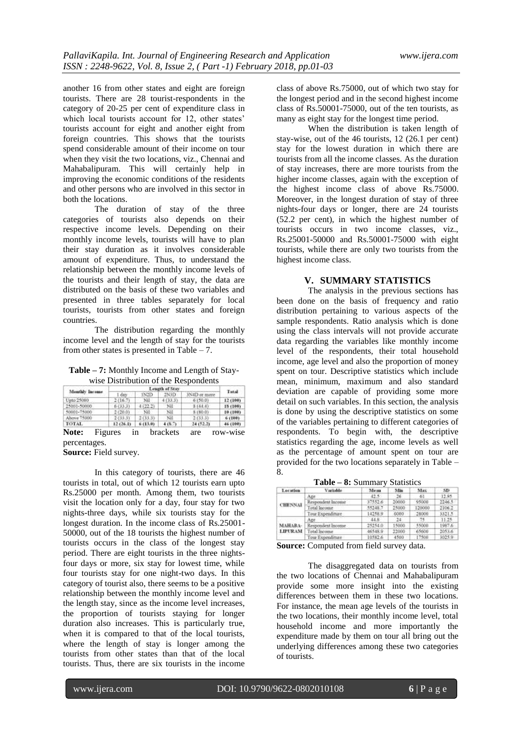another 16 from other states and eight are foreign tourists. There are 28 tourist-respondents in the category of 20-25 per cent of expenditure class in which local tourists account for 12, other states' tourists account for eight and another eight from foreign countries. This shows that the tourists spend considerable amount of their income on tour when they visit the two locations, viz., Chennai and Mahabalipuram. This will certainly help in improving the economic conditions of the residents and other persons who are involved in this sector in both the locations.

The duration of stay of the three categories of tourists also depends on their respective income levels. Depending on their monthly income levels, tourists will have to plan their stay duration as it involves considerable amount of expenditure. Thus, to understand the relationship between the monthly income levels of the tourists and their length of stay, the data are distributed on the basis of these two variables and presented in three tables separately for local tourists, tourists from other states and foreign countries.

The distribution regarding the monthly income level and the length of stay for the tourists from other states is presented in Table – 7.

**Table – 7:** Monthly Income and Length of Stay-wise Distribution of the Respondents

| Monthly Income | Length of Stay | | | | Total |
|---|---|---|---|---|---|
| | 1 day | 1N2D | 2N3D | 3N4D or more | |
| Upto 25000 | 2 (16.7) | Nil | 4 (33.3) | 6 (50.0) | 12 (100) |
| 25001-50000 | 6 (33.3) | 4 (22.2) | Nil | 8 (44.4) | 18 (100) |
| 50001-75000 | 2 (20.0) | Nil | Nil | 8 (80.0) | 10 (100) |
| Above 75000 | 2 (33.3) | 2 (33.3) | Nil | 2 (33.3) | 6 (100) |
| TOTAL | 12 (26.1) | 6 (13.0) | 4 (8.7) | 24 (52.2) | 46 (100) |

**Note:** Figures in brackets are row-wise percentages.
**Source:** Field survey.

In this category of tourists, there are 46 tourists in total, out of which 12 tourists earn upto Rs.25000 per month. Among them, two tourists visit the location only for a day, four stay for two nights-three days, while six tourists stay for the longest duration. In the income class of Rs.25001-50000, out of the 18 tourists the highest number of tourists occurs in the class of the longest stay period. There are eight tourists in the three nights-four days or more, six stay for lowest time, while four tourists stay for one night-two days. In this category of tourist also, there seems to be a positive relationship between the monthly income level and the length stay, since as the income level increases, the proportion of tourists staying for longer duration also increases. This is particularly true, when it is compared to that of the local tourists, where the length of stay is longer among the tourists from other states than that of the local tourists. Thus, there are six tourists in the income class of above Rs.75000, out of which two stay for the longest period and in the second highest income class of Rs.50001-75000, out of the ten tourists, as many as eight stay for the longest time period.

When the distribution is taken length of stay-wise, out of the 46 tourists, 12 (26.1 per cent) stay for the lowest duration in which there are tourists from all the income classes. As the duration of stay increases, there are more tourists from the higher income classes, again with the exception of the highest income class of above Rs.75000. Moreover, in the longest duration of stay of three nights-four days or longer, there are 24 tourists (52.2 per cent), in which the highest number of tourists occurs in two income classes, viz., Rs.25001-50000 and Rs.50001-75000 with eight tourists, while there are only two tourists from the highest income class.

## V. SUMMARY STATISTICS

The analysis in the previous sections has been done on the basis of frequency and ratio distribution pertaining to various aspects of the sample respondents. Ratio analysis which is done using the class intervals will not provide accurate data regarding the variables like monthly income level of the respondents, their total household income, age level and also the proportion of money spent on tour. Descriptive statistics which include mean, minimum, maximum and also standard deviation are capable of providing some more detail on such variables. In this section, the analysis is done by using the descriptive statistics on some of the variables pertaining to different categories of respondents. To begin with, the descriptive statistics regarding the age, income levels as well as the percentage of amount spent on tour are provided for the two locations separately in Table – 8.

**Table – 8:** Summary Statistics

| Location | Variable | Mean | Min | Max | SD |
|---|---|---|---|---|---|
| CHENNAI | Age | 42.5 | 26 | 61 | 12.95 |
| | Respondent Income | 37552.6 | 20000 | 95000 | 2246.5 |
| | Total Income | 55248.7 | 25000 | 120000 | 2106.2 |
| | Tour Expenditure | 14258.9 | 6000 | 28000 | 3321.5 |
| MAHABA-LIPURAM | Age | 44.8 | 24 | 75 | 11.25 |
| | Respondent Income | 25254.0 | 15000 | 55000 | 1987.6 |
| | Total Income | 46548.9 | 22000 | 65600 | 2053.6 |
| | Tour Expenditure | 10582.6 | 4500 | 17500 | 3025.9 |

**Source:** Computed from field survey data.

The disaggregated data on tourists from the two locations of Chennai and Mahabalipuram provide some more insight into the existing differences between them in these two locations. For instance, the mean age levels of the tourists in the two locations, their monthly income level, total household income and more importantly the expenditure made by them on tour all bring out the underlying differences among these two categories of tourists.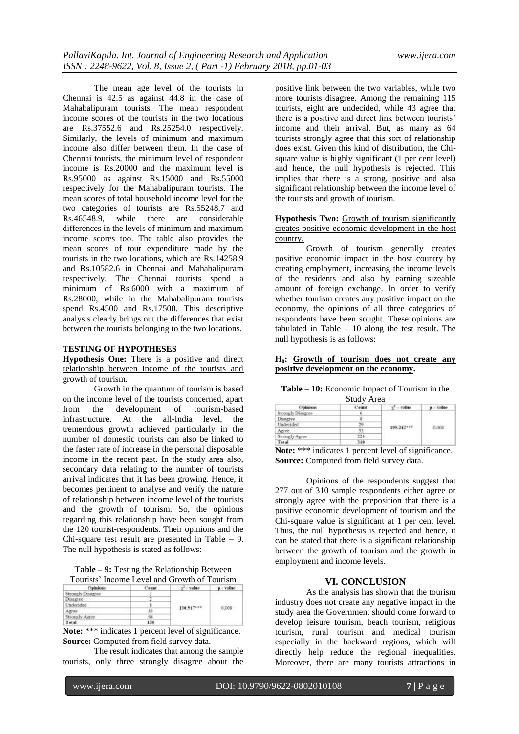The mean age level of the tourists in Chennai is 42.5 as against 44.8 in the case of Mahabalipuram tourists. The mean respondent income scores of the tourists in the two locations are Rs.37552.6 and Rs.25254.0 respectively. Similarly, the levels of minimum and maximum income also differ between them. In the case of Chennai tourists, the minimum level of respondent income is Rs.20000 and the maximum level is Rs.95000 as against Rs.15000 and Rs.55000 respectively for the Mahabalipuram tourists. The mean scores of total household income level for the two categories of tourists are Rs.55248.7 and Rs.46548.9, while there are considerable differences in the levels of minimum and maximum income scores too. The table also provides the mean scores of tour expenditure made by the tourists in the two locations, which are Rs.14258.9 and Rs.10582.6 in Chennai and Mahabalipuram respectively. The Chennai tourists spend a minimum of Rs.6000 with a maximum of Rs.28000, while in the Mahabalipuram tourists spend Rs.4500 and Rs.17500. This descriptive analysis clearly brings out the differences that exist between the tourists belonging to the two locations.

### TESTING OF HYPOTHESES

**Hypothesis One:** There is a positive and direct relationship between income of the tourists and growth of tourism.

Growth in the quantum of tourism is based on the income level of the tourists concerned, apart from the development of tourism-based infrastructure. At the all-India level, the tremendous growth achieved particularly in the number of domestic tourists can also be linked to the faster rate of increase in the personal disposable income in the recent past. In the study area also, secondary data relating to the number of tourists arrival indicates that it has been growing. Hence, it becomes pertinent to analyse and verify the nature of relationship between income level of the tourists and the growth of tourism. So, the opinions regarding this relationship have been sought from the 120 tourist-respondents. Their opinions and the Chi-square test result are presented in Table – 9. The null hypothesis is stated as follows:

**Table – 9:** Testing the Relationship Between Tourists' Income Level and Growth of Tourism

| Opinions | Count | $\chi^2$ - value | p - value |
|---|---|---|---|
| Strongly Disagree | 3 | 130.917*** | 0.000 |
| Disagree | 2 | | |
| Undecided | 8 | | |
| Agree | 43 | | |
| Strongly Agree | 64 | | |
| Total | 120 | | |

**Note:** *** indicates 1 percent level of significance.
**Source:** Computed from field survey data.

The result indicates that among the sample tourists, only three strongly disagree about the positive link between the two variables, while two more tourists disagree. Among the remaining 115 tourists, eight are undecided, while 43 agree that there is a positive and direct link between tourists' income and their arrival. But, as many as 64 tourists strongly agree that this sort of relationship does exist. Given this kind of distribution, the Chi-square value is highly significant (1 per cent level) and hence, the null hypothesis is rejected. This implies that there is a strong, positive and also significant relationship between the income level of the tourists and growth of tourism.

**Hypothesis Two:** Growth of tourism significantly creates positive economic development in the host country.

Growth of tourism generally creates positive economic impact in the host country by creating employment, increasing the income levels of the residents and also by earning sizeable amount of foreign exchange. In order to verify whether tourism creates any positive impact on the economy, the opinions of all three categories of respondents have been sought. These opinions are tabulated in Table – 10 along the test result. The null hypothesis is as follows:

**$H_0$: Growth of tourism does not create any positive development on the economy.**

**Table – 10:** Economic Impact of Tourism in the Study Area

| Opinions | Count | $\chi^2$ - value | p - value |
|---|---|---|---|
| Strongly Disagree | 6 | 195.242*** | 0.000 |
| Disagree | 8 | | |
| Undecided | 29 | | |
| Agree | 53 | | |
| Strongly Agree | 224 | | |
| Total | 310 | | |

**Note:** *** indicates 1 percent level of significance.
**Source:** Computed from field survey data.

Opinions of the respondents suggest that 277 out of 310 sample respondents either agree or strongly agree with the preposition that there is a positive economic development of tourism and the Chi-square value is significant at 1 per cent level. Thus, the null hypothesis is rejected and hence, it can be stated that there is a significant relationship between the growth of tourism and the growth in employment and income levels.

## VI. CONCLUSION

As the analysis has shown that the tourism industry does not create any negative impact in the study area the Government should come forward to develop leisure tourism, beach tourism, religious tourism, rural tourism and medical tourism especially in the backward regions, which will directly help reduce the regional inequalities. Moreover, there are many tourists attractions in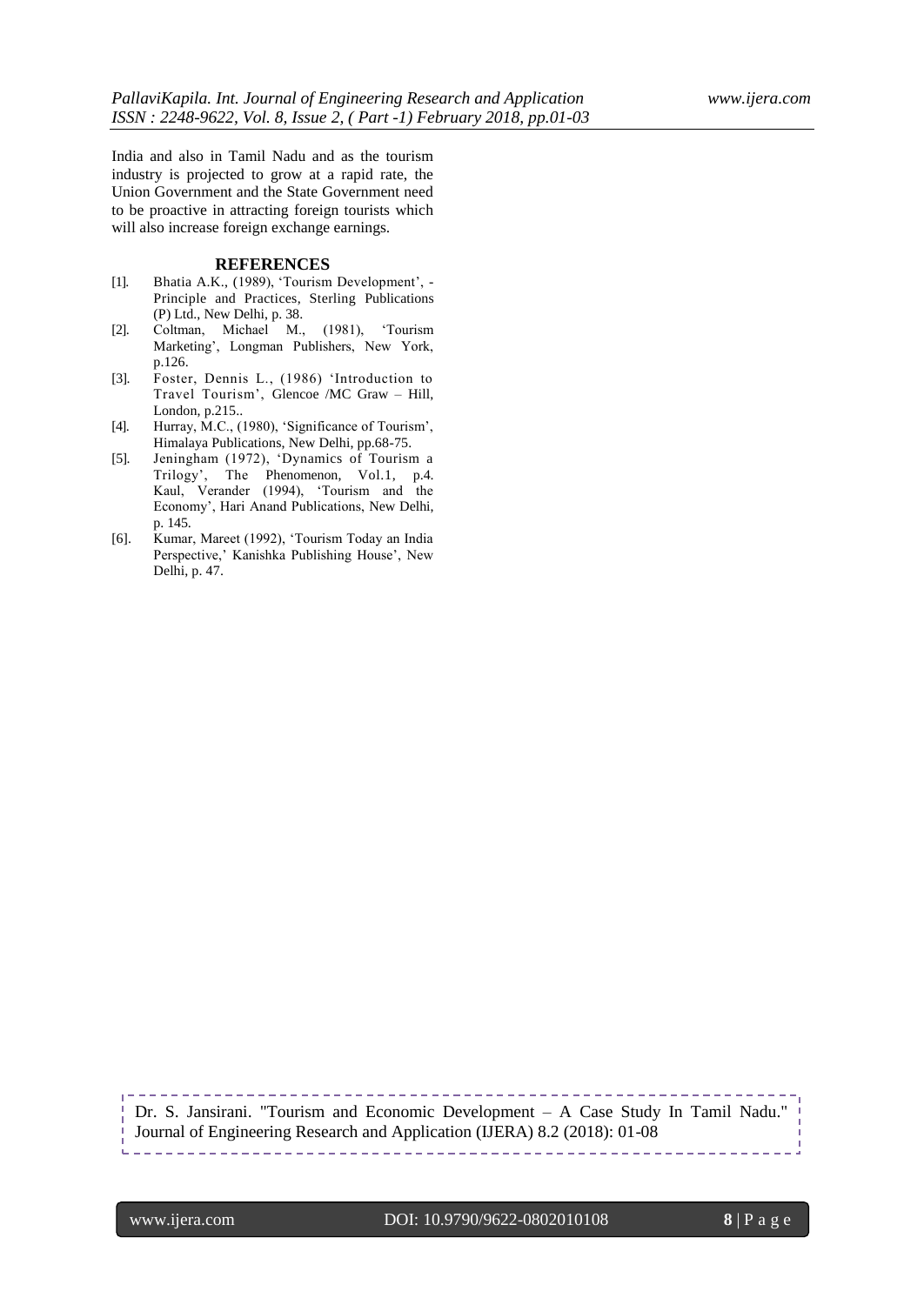India and also in Tamil Nadu and as the tourism industry is projected to grow at a rapid rate, the Union Government and the State Government need to be proactive in attracting foreign tourists which will also increase foreign exchange earnings.

## REFERENCES

[1]. Bhatia A.K., (1989), 'Tourism Development', - Principle and Practices, Sterling Publications (P) Ltd., New Delhi, p. 38.

[2]. Coltman, Michael M., (1981), 'Tourism Marketing', Longman Publishers, New York, p.126.

[3]. Foster, Dennis L., (1986) 'Introduction to Travel Tourism', Glencoe /MC Graw – Hill, London, p.215..

[4]. Hurray, M.C., (1980), 'Significance of Tourism', Himalaya Publications, New Delhi, pp.68-75.

[5]. Jeningham (1972), 'Dynamics of Tourism a Trilogy', The Phenomenon, Vol.1, p.4. Kaul, Verander (1994), 'Tourism and the Economy', Hari Anand Publications, New Delhi, p. 145.

[6]. Kumar, Mareet (1992), 'Tourism Today an India Perspective,' Kanishka Publishing House', New Delhi, p. 47.

Dr. S. Jansirani. "Tourism and Economic Development – A Case Study In Tamil Nadu." Journal of Engineering Research and Application (IJERA) 8.2 (2018): 01-08